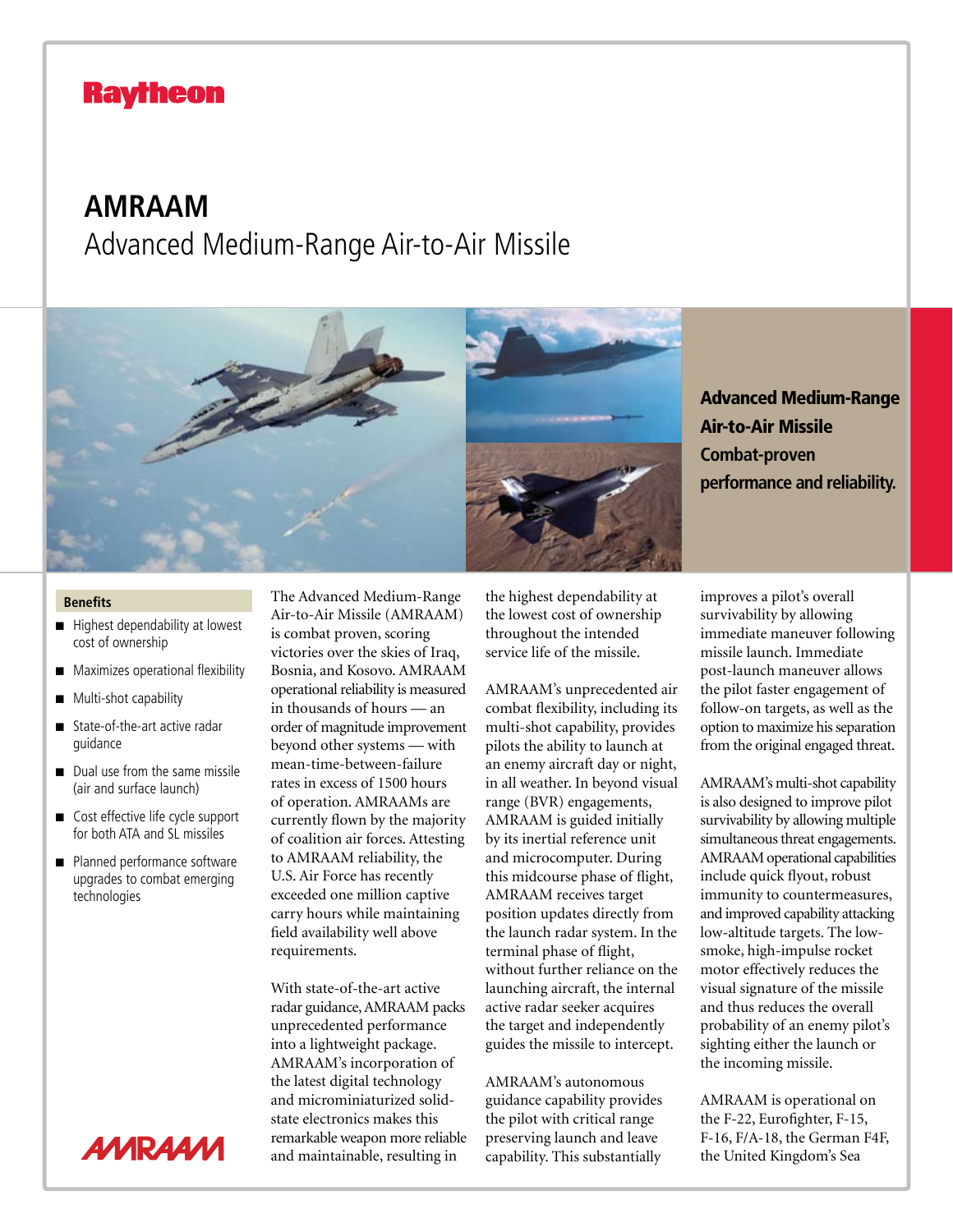Raytheon

# AMRAAM

## Advanced Medium-Range Air-to-Air Missile

**Advanced Medium-Range Air-to-Air Missile Combat-proven performance and reliability.**

### Benefits

- Highest dependability at lowest cost of ownership
- Maximizes operational flexibility
- Multi-shot capability
- State-of-the-art active radar guidance
- Dual use from the same missile (air and surface launch)
- Cost effective life cycle support for both ATA and SL missiles
- Planned performance software upgrades to combat emerging technologies

The Advanced Medium-Range Air-to-Air Missile (AMRAAM) is combat proven, scoring victories over the skies of Iraq, Bosnia, and Kosovo. AMRAAM operational reliability is measured in thousands of hours — an order of magnitude improvement beyond other systems — with mean-time-between-failure rates in excess of 1500 hours of operation. AMRAAMs are currently flown by the majority of coalition air forces. Attesting to AMRAAM reliability, the U.S. Air Force has recently exceeded one million captive carry hours while maintaining field availability well above requirements.

With state-of-the-art active radar guidance, AMRAAM packs unprecedented performance into a lightweight package. AMRAAM's incorporation of the latest digital technology and microminiaturized solid-state electronics makes this remarkable weapon more reliable and maintainable, resulting in the highest dependability at the lowest cost of ownership throughout the intended service life of the missile.

AMRAAM's unprecedented air combat flexibility, including its multi-shot capability, provides pilots the ability to launch at an enemy aircraft day or night, in all weather. In beyond visual range (BVR) engagements, AMRAAM is guided initially by its inertial reference unit and microcomputer. During this midcourse phase of flight, AMRAAM receives target position updates directly from the launch radar system. In the terminal phase of flight, without further reliance on the launching aircraft, the internal active radar seeker acquires the target and independently guides the missile to intercept.

AMRAAM's autonomous guidance capability provides the pilot with critical range preserving launch and leave capability. This substantially improves a pilot's overall survivability by allowing immediate maneuver following missile launch. Immediate post-launch maneuver allows the pilot faster engagement of follow-on targets, as well as the option to maximize his separation from the original engaged threat.

AMRAAM's multi-shot capability is also designed to improve pilot survivability by allowing multiple simultaneous threat engagements. AMRAAM operational capabilities include quick flyout, robust immunity to countermeasures, and improved capability attacking low-altitude targets. The low-smoke, high-impulse rocket motor effectively reduces the visual signature of the missile and thus reduces the overall probability of an enemy pilot's sighting either the launch or the incoming missile.

AMRAAM is operational on the F-22, Eurofighter, F-15, F-16, F/A-18, the German F4F, the United Kingdom's Sea

AMRAAM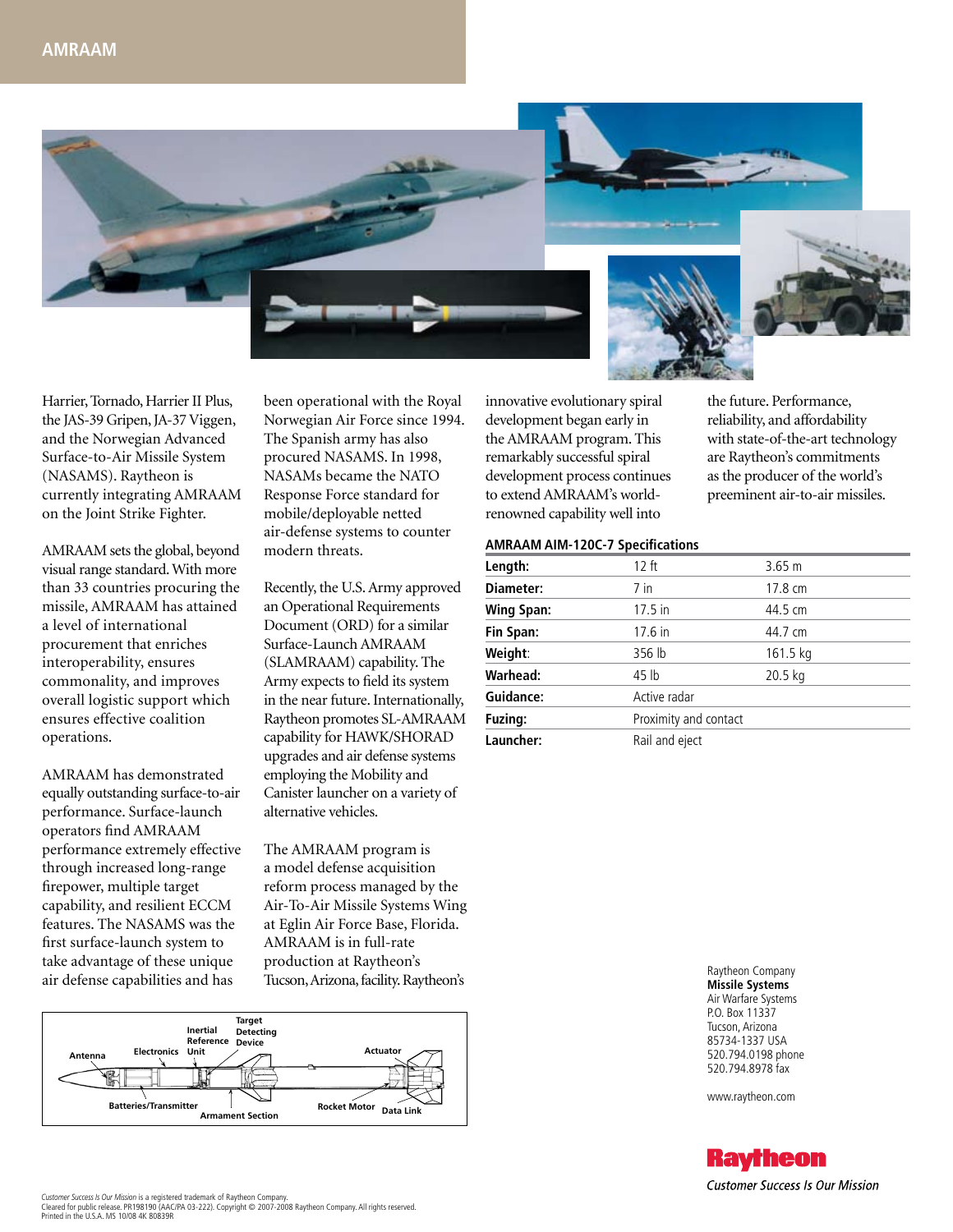# AMRAAM

Harrier, Tornado, Harrier II Plus, the JAS-39 Gripen, JA-37 Viggen, and the Norwegian Advanced Surface-to-Air Missile System (NASAMS). Raytheon is currently integrating AMRAAM on the Joint Strike Fighter.

AMRAAM sets the global, beyond visual range standard. With more than 33 countries procuring the missile, AMRAAM has attained a level of international procurement that enriches interoperability, ensures commonality, and improves overall logistic support which ensures effective coalition operations.

AMRAAM has demonstrated equally outstanding surface-to-air performance. Surface-launch operators find AMRAAM performance extremely effective through increased long-range firepower, multiple target capability, and resilient ECCM features. The NASAMS was the first surface-launch system to take advantage of these unique air defense capabilities and has been operational with the Royal Norwegian Air Force since 1994. The Spanish army has also procured NASAMS. In 1998, NASAMs became the NATO Response Force standard for mobile/deployable netted air-defense systems to counter modern threats.

Recently, the U.S. Army approved an Operational Requirements Document (ORD) for a similar Surface-Launch AMRAAM (SLAMRAAM) capability. The Army expects to field its system in the near future. Internationally, Raytheon promotes SL-AMRAAM capability for HAWK/SHORAD upgrades and air defense systems employing the Mobility and Canister launcher on a variety of alternative vehicles.

The AMRAAM program is a model defense acquisition reform process managed by the Air-To-Air Missile Systems Wing at Eglin Air Force Base, Florida. AMRAAM is in full-rate production at Raytheon's Tucson, Arizona, facility. Raytheon's innovative evolutionary spiral development began early in the AMRAAM program. This remarkably successful spiral development process continues to extend AMRAAM's world-renowned capability well into the future. Performance, reliability, and affordability with state-of-the-art technology are Raytheon's commitments as the producer of the world's preeminent air-to-air missiles.

Antenna
Electronics
Inertial Reference Unit
Target Detecting Device
Actuator
Batteries/Transmitter
Armament Section
Rocket Motor
Data Link

### AMRAAM AIM-120C-7 Specifications

| | | |
|---|---|---|
| **Length:** | 12 ft | 3.65 m |
| **Diameter:** | 7 in | 17.8 cm |
| **Wing Span:** | 17.5 in | 44.5 cm |
| **Fin Span:** | 17.6 in | 44.7 cm |
| **Weight:** | 356 lb | 161.5 kg |
| **Warhead:** | 45 lb | 20.5 kg |
| **Guidance:** | Active radar | |
| **Fuzing:** | Proximity and contact | |
| **Launcher:** | Rail and eject | |

Raytheon Company
**Missile Systems**
Air Warfare Systems
P.O. Box 11337
Tucson, Arizona
85734-1337 USA
520.794.0198 phone
520.794.8978 fax

www.raytheon.com

Raytheon
*Customer Success Is Our Mission*

*Customer Success Is Our Mission* is a registered trademark of Raytheon Company.
Cleared for public release. PR198190 (AAC/PA 03-222). Copyright © 2007-2008 Raytheon Company. All rights reserved.
Printed in the U.S.A. MS 10/08 4K 80839R